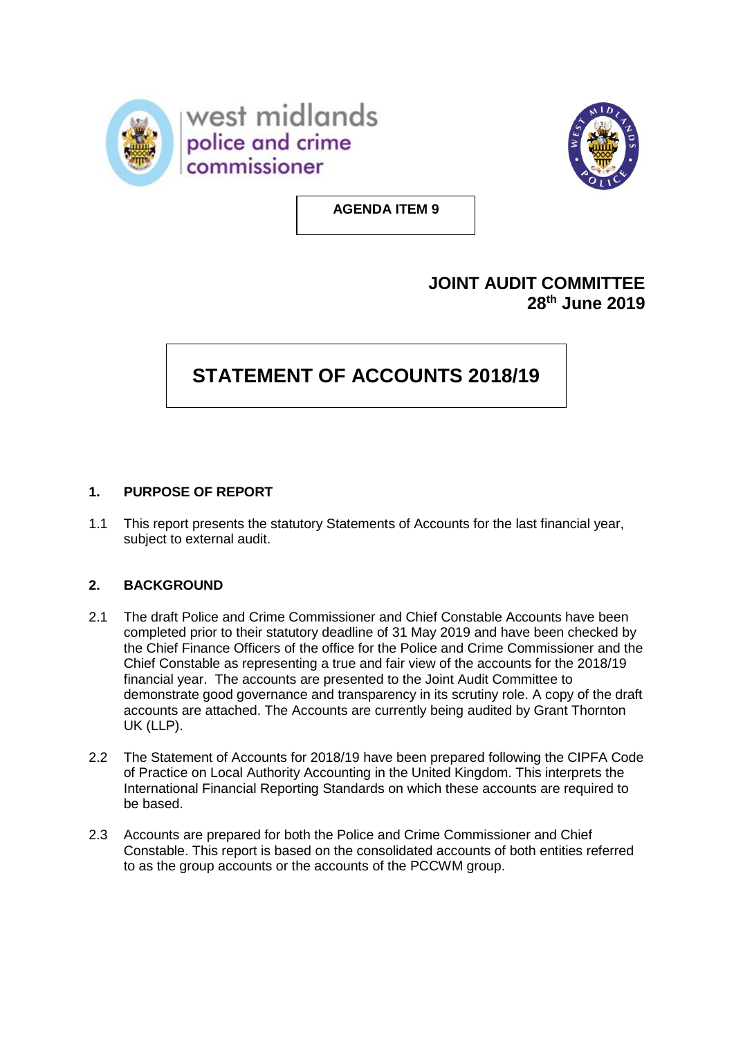west midlands
police and crime
commissioner

**AGENDA ITEM 9**

**JOINT AUDIT COMMITTEE**
**28th June 2019**

# STATEMENT OF ACCOUNTS 2018/19

## 1. PURPOSE OF REPORT

1.1 This report presents the statutory Statements of Accounts for the last financial year, subject to external audit.

## 2. BACKGROUND

2.1 The draft Police and Crime Commissioner and Chief Constable Accounts have been completed prior to their statutory deadline of 31 May 2019 and have been checked by the Chief Finance Officers of the office for the Police and Crime Commissioner and the Chief Constable as representing a true and fair view of the accounts for the 2018/19 financial year. The accounts are presented to the Joint Audit Committee to demonstrate good governance and transparency in its scrutiny role. A copy of the draft accounts are attached. The Accounts are currently being audited by Grant Thornton UK (LLP).

2.2 The Statement of Accounts for 2018/19 have been prepared following the CIPFA Code of Practice on Local Authority Accounting in the United Kingdom. This interprets the International Financial Reporting Standards on which these accounts are required to be based.

2.3 Accounts are prepared for both the Police and Crime Commissioner and Chief Constable. This report is based on the consolidated accounts of both entities referred to as the group accounts or the accounts of the PCCWM group.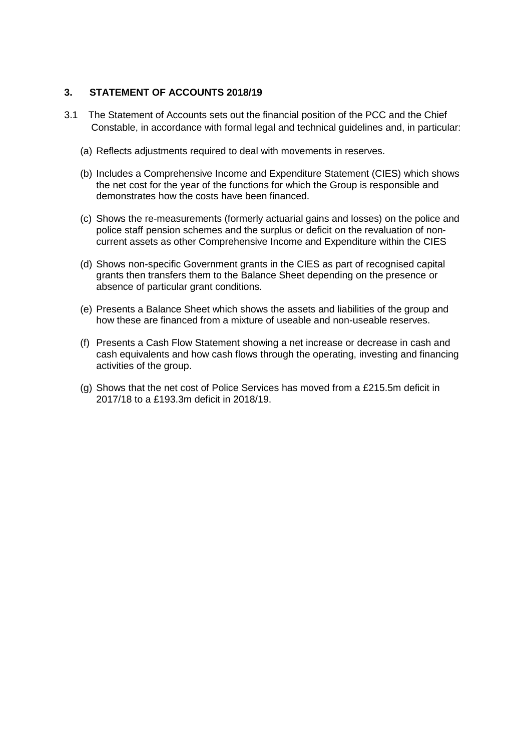## 3. STATEMENT OF ACCOUNTS 2018/19

3.1 The Statement of Accounts sets out the financial position of the PCC and the Chief Constable, in accordance with formal legal and technical guidelines and, in particular:

(a) Reflects adjustments required to deal with movements in reserves.

(b) Includes a Comprehensive Income and Expenditure Statement (CIES) which shows the net cost for the year of the functions for which the Group is responsible and demonstrates how the costs have been financed.

(c) Shows the re-measurements (formerly actuarial gains and losses) on the police and police staff pension schemes and the surplus or deficit on the revaluation of non-current assets as other Comprehensive Income and Expenditure within the CIES

(d) Shows non-specific Government grants in the CIES as part of recognised capital grants then transfers them to the Balance Sheet depending on the presence or absence of particular grant conditions.

(e) Presents a Balance Sheet which shows the assets and liabilities of the group and how these are financed from a mixture of useable and non-useable reserves.

(f) Presents a Cash Flow Statement showing a net increase or decrease in cash and cash equivalents and how cash flows through the operating, investing and financing activities of the group.

(g) Shows that the net cost of Police Services has moved from a £215.5m deficit in 2017/18 to a £193.3m deficit in 2018/19.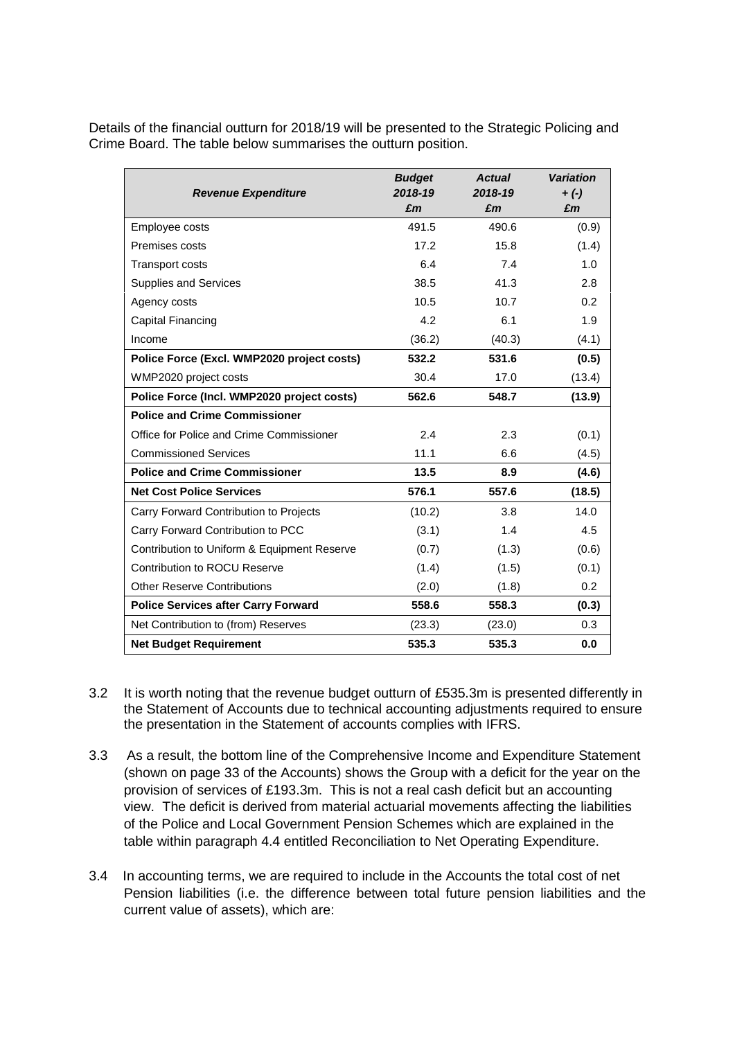Details of the financial outturn for 2018/19 will be presented to the Strategic Policing and Crime Board. The table below summarises the outturn position.

| ***Revenue Expenditure*** | ***Budget 2018-19 £m*** | ***Actual 2018-19 £m*** | ***Variation + (-) £m*** |
|---|---|---|---|
| Employee costs | 491.5 | 490.6 | (0.9) |
| Premises costs | 17.2 | 15.8 | (1.4) |
| Transport costs | 6.4 | 7.4 | 1.0 |
| Supplies and Services | 38.5 | 41.3 | 2.8 |
| Agency costs | 10.5 | 10.7 | 0.2 |
| Capital Financing | 4.2 | 6.1 | 1.9 |
| Income | (36.2) | (40.3) | (4.1) |
| **Police Force (Excl. WMP2020 project costs)** | **532.2** | **531.6** | **(0.5)** |
| WMP2020 project costs | 30.4 | 17.0 | (13.4) |
| **Police Force (Incl. WMP2020 project costs)** | **562.6** | **548.7** | **(13.9)** |
| **Police and Crime Commissioner** | | | |
| Office for Police and Crime Commissioner | 2.4 | 2.3 | (0.1) |
| Commissioned Services | 11.1 | 6.6 | (4.5) |
| **Police and Crime Commissioner** | **13.5** | **8.9** | **(4.6)** |
| **Net Cost Police Services** | **576.1** | **557.6** | **(18.5)** |
| Carry Forward Contribution to Projects | (10.2) | 3.8 | 14.0 |
| Carry Forward Contribution to PCC | (3.1) | 1.4 | 4.5 |
| Contribution to Uniform & Equipment Reserve | (0.7) | (1.3) | (0.6) |
| Contribution to ROCU Reserve | (1.4) | (1.5) | (0.1) |
| Other Reserve Contributions | (2.0) | (1.8) | 0.2 |
| **Police Services after Carry Forward** | **558.6** | **558.3** | **(0.3)** |
| Net Contribution to (from) Reserves | (23.3) | (23.0) | 0.3 |
| **Net Budget Requirement** | **535.3** | **535.3** | **0.0** |

3.2 It is worth noting that the revenue budget outturn of £535.3m is presented differently in the Statement of Accounts due to technical accounting adjustments required to ensure the presentation in the Statement of accounts complies with IFRS.

3.3 As a result, the bottom line of the Comprehensive Income and Expenditure Statement (shown on page 33 of the Accounts) shows the Group with a deficit for the year on the provision of services of £193.3m. This is not a real cash deficit but an accounting view. The deficit is derived from material actuarial movements affecting the liabilities of the Police and Local Government Pension Schemes which are explained in the table within paragraph 4.4 entitled Reconciliation to Net Operating Expenditure.

3.4 In accounting terms, we are required to include in the Accounts the total cost of net Pension liabilities (i.e. the difference between total future pension liabilities and the current value of assets), which are: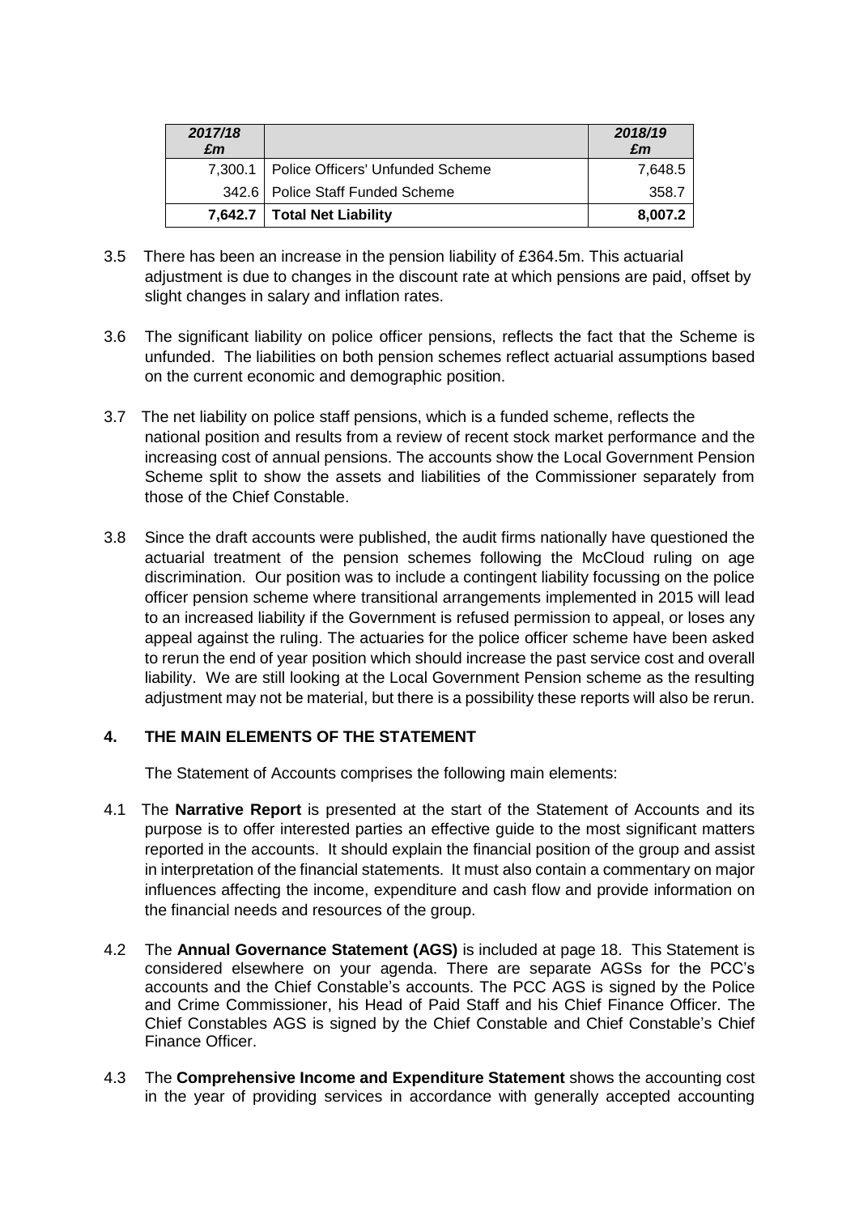| *2017/18 £m* | | *2018/19 £m* |
|---|---|---|
| 7,300.1 | Police Officers' Unfunded Scheme | 7,648.5 |
| 342.6 | Police Staff Funded Scheme | 358.7 |
| **7,642.7** | **Total Net Liability** | **8,007.2** |

3.5 There has been an increase in the pension liability of £364.5m. This actuarial adjustment is due to changes in the discount rate at which pensions are paid, offset by slight changes in salary and inflation rates.

3.6 The significant liability on police officer pensions, reflects the fact that the Scheme is unfunded. The liabilities on both pension schemes reflect actuarial assumptions based on the current economic and demographic position.

3.7 The net liability on police staff pensions, which is a funded scheme, reflects the national position and results from a review of recent stock market performance and the increasing cost of annual pensions. The accounts show the Local Government Pension Scheme split to show the assets and liabilities of the Commissioner separately from those of the Chief Constable.

3.8 Since the draft accounts were published, the audit firms nationally have questioned the actuarial treatment of the pension schemes following the McCloud ruling on age discrimination. Our position was to include a contingent liability focussing on the police officer pension scheme where transitional arrangements implemented in 2015 will lead to an increased liability if the Government is refused permission to appeal, or loses any appeal against the ruling. The actuaries for the police officer scheme have been asked to rerun the end of year position which should increase the past service cost and overall liability. We are still looking at the Local Government Pension scheme as the resulting adjustment may not be material, but there is a possibility these reports will also be rerun.

## 4. THE MAIN ELEMENTS OF THE STATEMENT

The Statement of Accounts comprises the following main elements:

4.1 The **Narrative Report** is presented at the start of the Statement of Accounts and its purpose is to offer interested parties an effective guide to the most significant matters reported in the accounts. It should explain the financial position of the group and assist in interpretation of the financial statements. It must also contain a commentary on major influences affecting the income, expenditure and cash flow and provide information on the financial needs and resources of the group.

4.2 The **Annual Governance Statement (AGS)** is included at page 18. This Statement is considered elsewhere on your agenda. There are separate AGSs for the PCC's accounts and the Chief Constable's accounts. The PCC AGS is signed by the Police and Crime Commissioner, his Head of Paid Staff and his Chief Finance Officer. The Chief Constables AGS is signed by the Chief Constable and Chief Constable's Chief Finance Officer.

4.3 The **Comprehensive Income and Expenditure Statement** shows the accounting cost in the year of providing services in accordance with generally accepted accounting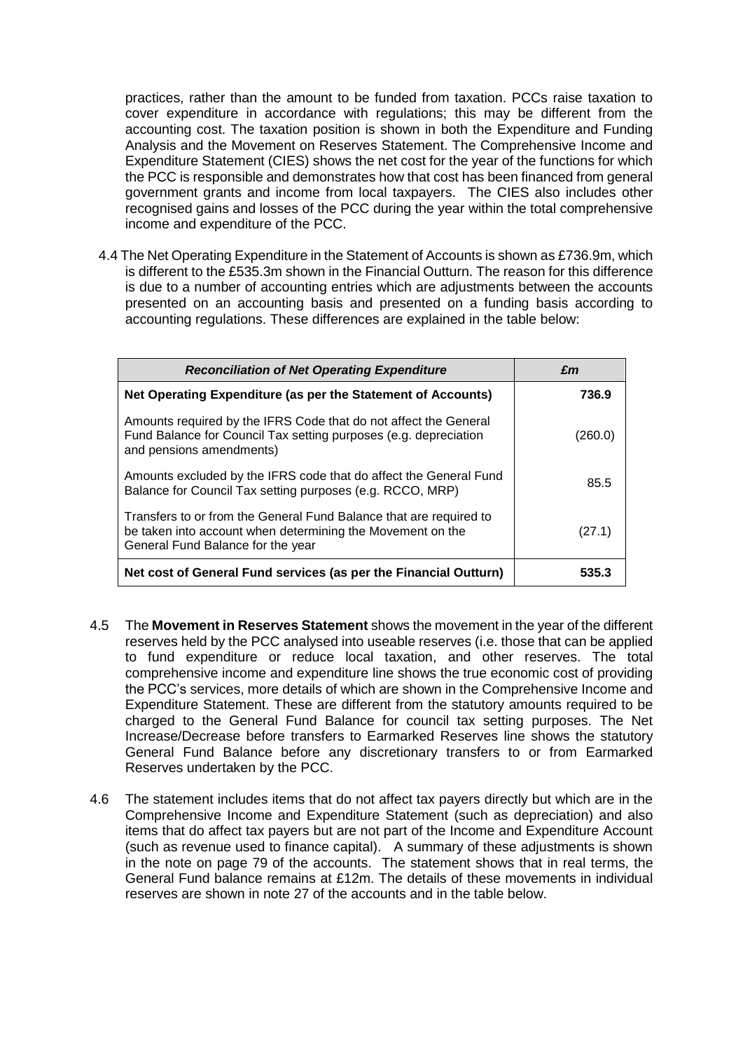practices, rather than the amount to be funded from taxation. PCCs raise taxation to cover expenditure in accordance with regulations; this may be different from the accounting cost. The taxation position is shown in both the Expenditure and Funding Analysis and the Movement on Reserves Statement. The Comprehensive Income and Expenditure Statement (CIES) shows the net cost for the year of the functions for which the PCC is responsible and demonstrates how that cost has been financed from general government grants and income from local taxpayers. The CIES also includes other recognised gains and losses of the PCC during the year within the total comprehensive income and expenditure of the PCC.

4.4 The Net Operating Expenditure in the Statement of Accounts is shown as £736.9m, which is different to the £535.3m shown in the Financial Outturn. The reason for this difference is due to a number of accounting entries which are adjustments between the accounts presented on an accounting basis and presented on a funding basis according to accounting regulations. These differences are explained in the table below:

| *Reconciliation of Net Operating Expenditure* | *£m* |
|---|---|
| **Net Operating Expenditure (as per the Statement of Accounts)** | **736.9** |
| Amounts required by the IFRS Code that do not affect the General Fund Balance for Council Tax setting purposes (e.g. depreciation and pensions amendments) | (260.0) |
| Amounts excluded by the IFRS code that do affect the General Fund Balance for Council Tax setting purposes (e.g. RCCO, MRP) | 85.5 |
| Transfers to or from the General Fund Balance that are required to be taken into account when determining the Movement on the General Fund Balance for the year | (27.1) |
| **Net cost of General Fund services (as per the Financial Outturn)** | **535.3** |

4.5 The **Movement in Reserves Statement** shows the movement in the year of the different reserves held by the PCC analysed into useable reserves (i.e. those that can be applied to fund expenditure or reduce local taxation, and other reserves. The total comprehensive income and expenditure line shows the true economic cost of providing the PCC's services, more details of which are shown in the Comprehensive Income and Expenditure Statement. These are different from the statutory amounts required to be charged to the General Fund Balance for council tax setting purposes. The Net Increase/Decrease before transfers to Earmarked Reserves line shows the statutory General Fund Balance before any discretionary transfers to or from Earmarked Reserves undertaken by the PCC.

4.6 The statement includes items that do not affect tax payers directly but which are in the Comprehensive Income and Expenditure Statement (such as depreciation) and also items that do affect tax payers but are not part of the Income and Expenditure Account (such as revenue used to finance capital). A summary of these adjustments is shown in the note on page 79 of the accounts. The statement shows that in real terms, the General Fund balance remains at £12m. The details of these movements in individual reserves are shown in note 27 of the accounts and in the table below.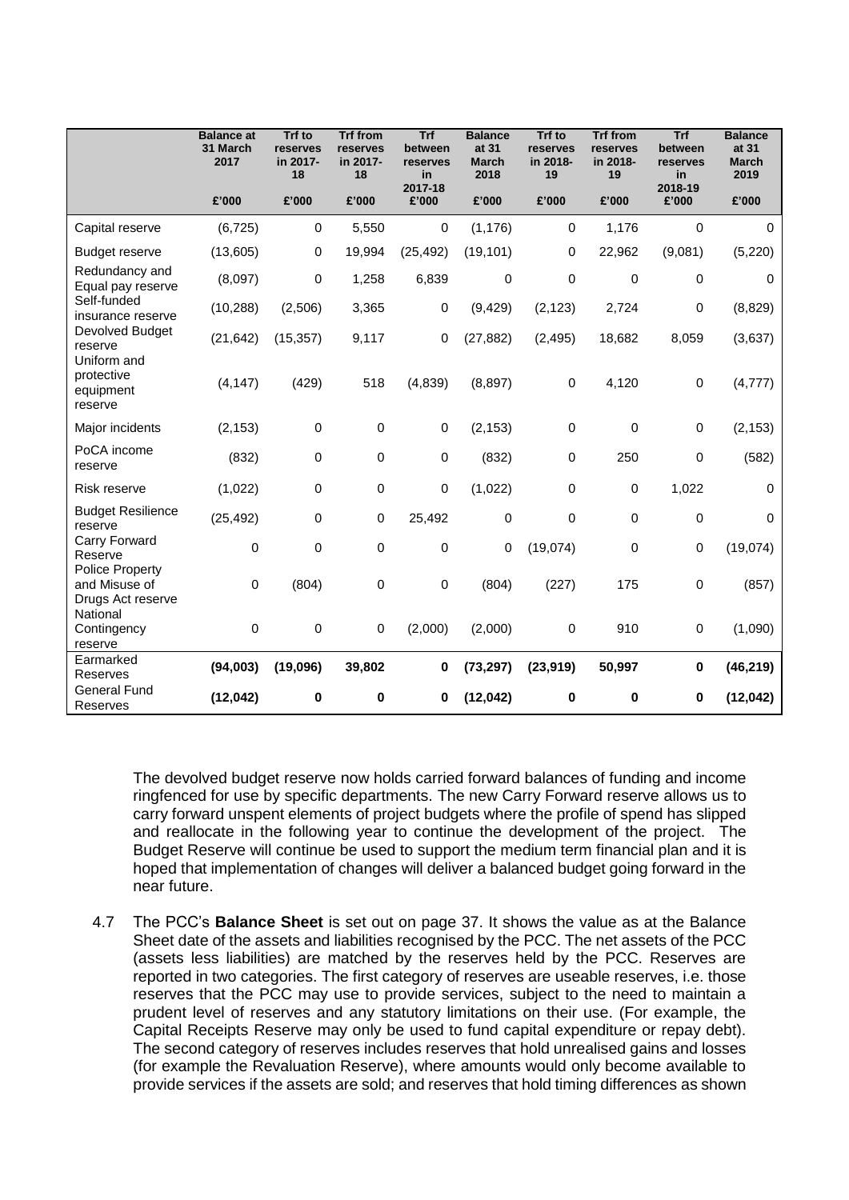| | Balance at 31 March 2017 | Trf to reserves in 2017-18 | Trf from reserves in 2017-18 | Trf between reserves in 2017-18 | Balance at 31 March 2018 | Trf to reserves in 2018-19 | Trf from reserves in 2018-19 | Trf between reserves in 2018-19 | Balance at 31 March 2019 |
|---|---|---|---|---|---|---|---|---|---|
| | £'000 | £'000 | £'000 | £'000 | £'000 | £'000 | £'000 | £'000 | £'000 |
| Capital reserve | (6,725) | 0 | 5,550 | 0 | (1,176) | 0 | 1,176 | 0 | 0 |
| Budget reserve | (13,605) | 0 | 19,994 | (25,492) | (19,101) | 0 | 22,962 | (9,081) | (5,220) |
| Redundancy and Equal pay reserve | (8,097) | 0 | 1,258 | 6,839 | 0 | 0 | 0 | 0 | 0 |
| Self-funded insurance reserve | (10,288) | (2,506) | 3,365 | 0 | (9,429) | (2,123) | 2,724 | 0 | (8,829) |
| Devolved Budget reserve | (21,642) | (15,357) | 9,117 | 0 | (27,882) | (2,495) | 18,682 | 8,059 | (3,637) |
| Uniform and protective equipment reserve | (4,147) | (429) | 518 | (4,839) | (8,897) | 0 | 4,120 | 0 | (4,777) |
| Major incidents | (2,153) | 0 | 0 | 0 | (2,153) | 0 | 0 | 0 | (2,153) |
| PoCA income reserve | (832) | 0 | 0 | 0 | (832) | 0 | 250 | 0 | (582) |
| Risk reserve | (1,022) | 0 | 0 | 0 | (1,022) | 0 | 0 | 1,022 | 0 |
| Budget Resilience reserve | (25,492) | 0 | 0 | 25,492 | 0 | 0 | 0 | 0 | 0 |
| Carry Forward Reserve | 0 | 0 | 0 | 0 | 0 | (19,074) | 0 | 0 | (19,074) |
| Police Property and Misuse of Drugs Act reserve | 0 | (804) | 0 | 0 | (804) | (227) | 175 | 0 | (857) |
| National Contingency reserve | 0 | 0 | 0 | (2,000) | (2,000) | 0 | 910 | 0 | (1,090) |
| **Earmarked Reserves** | **(94,003)** | **(19,096)** | **39,802** | **0** | **(73,297)** | **(23,919)** | **50,997** | **0** | **(46,219)** |
| **General Fund Reserves** | **(12,042)** | **0** | **0** | **0** | **(12,042)** | **0** | **0** | **0** | **(12,042)** |

The devolved budget reserve now holds carried forward balances of funding and income ringfenced for use by specific departments. The new Carry Forward reserve allows us to carry forward unspent elements of project budgets where the profile of spend has slipped and reallocate in the following year to continue the development of the project. The Budget Reserve will continue be used to support the medium term financial plan and it is hoped that implementation of changes will deliver a balanced budget going forward in the near future.

4.7 The PCC's **Balance Sheet** is set out on page 37. It shows the value as at the Balance Sheet date of the assets and liabilities recognised by the PCC. The net assets of the PCC (assets less liabilities) are matched by the reserves held by the PCC. Reserves are reported in two categories. The first category of reserves are useable reserves, i.e. those reserves that the PCC may use to provide services, subject to the need to maintain a prudent level of reserves and any statutory limitations on their use. (For example, the Capital Receipts Reserve may only be used to fund capital expenditure or repay debt). The second category of reserves includes reserves that hold unrealised gains and losses (for example the Revaluation Reserve), where amounts would only become available to provide services if the assets are sold; and reserves that hold timing differences as shown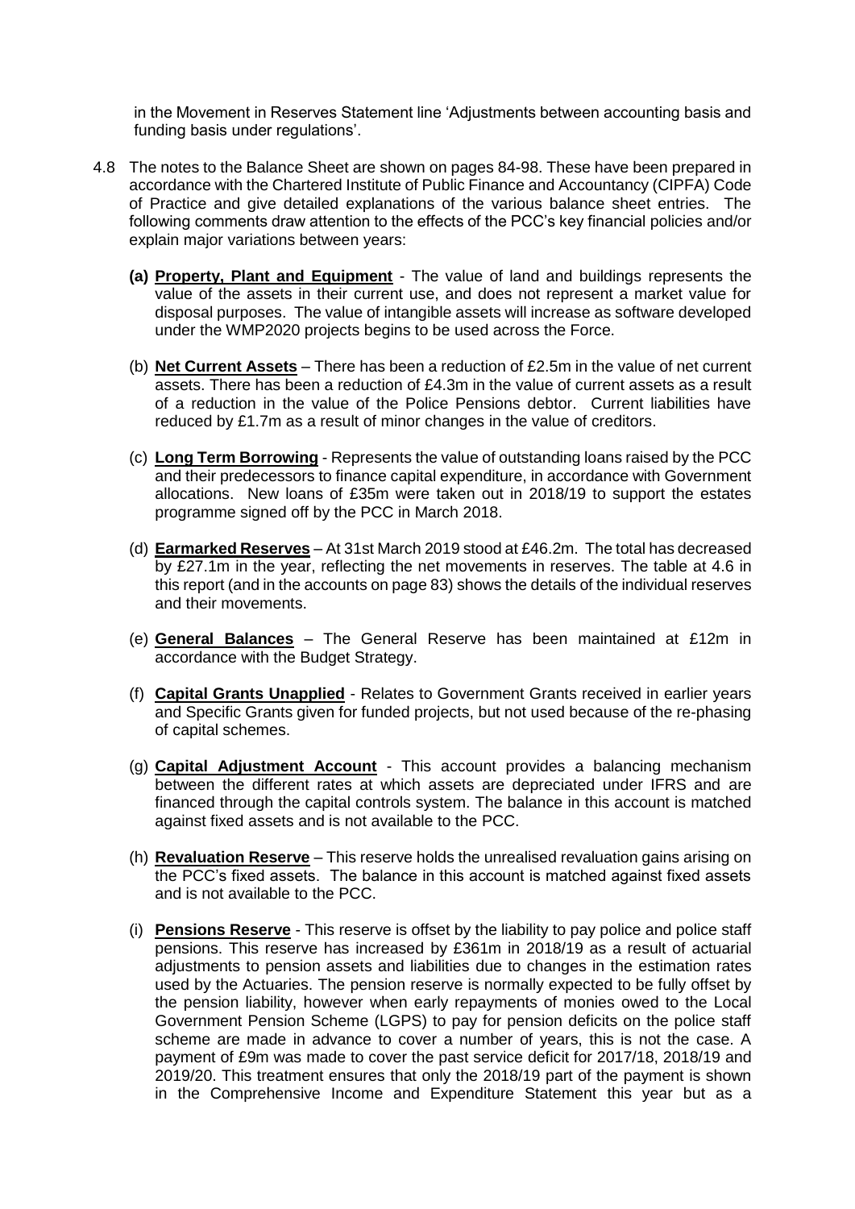in the Movement in Reserves Statement line 'Adjustments between accounting basis and funding basis under regulations'.

4.8 The notes to the Balance Sheet are shown on pages 84-98. These have been prepared in accordance with the Chartered Institute of Public Finance and Accountancy (CIPFA) Code of Practice and give detailed explanations of the various balance sheet entries. The following comments draw attention to the effects of the PCC's key financial policies and/or explain major variations between years:

**(a) <u>Property, Plant and Equipment</u>** - The value of land and buildings represents the value of the assets in their current use, and does not represent a market value for disposal purposes. The value of intangible assets will increase as software developed under the WMP2020 projects begins to be used across the Force.

(b) **<u>Net Current Assets</u>** – There has been a reduction of £2.5m in the value of net current assets. There has been a reduction of £4.3m in the value of current assets as a result of a reduction in the value of the Police Pensions debtor. Current liabilities have reduced by £1.7m as a result of minor changes in the value of creditors.

(c) **<u>Long Term Borrowing</u>** - Represents the value of outstanding loans raised by the PCC and their predecessors to finance capital expenditure, in accordance with Government allocations. New loans of £35m were taken out in 2018/19 to support the estates programme signed off by the PCC in March 2018.

(d) **<u>Earmarked Reserves</u>** – At 31st March 2019 stood at £46.2m. The total has decreased by £27.1m in the year, reflecting the net movements in reserves. The table at 4.6 in this report (and in the accounts on page 83) shows the details of the individual reserves and their movements.

(e) **<u>General Balances</u>** – The General Reserve has been maintained at £12m in accordance with the Budget Strategy.

(f) **<u>Capital Grants Unapplied</u>** - Relates to Government Grants received in earlier years and Specific Grants given for funded projects, but not used because of the re-phasing of capital schemes.

(g) **<u>Capital Adjustment Account</u>** - This account provides a balancing mechanism between the different rates at which assets are depreciated under IFRS and are financed through the capital controls system. The balance in this account is matched against fixed assets and is not available to the PCC.

(h) **<u>Revaluation Reserve</u>** – This reserve holds the unrealised revaluation gains arising on the PCC's fixed assets. The balance in this account is matched against fixed assets and is not available to the PCC.

(i) **<u>Pensions Reserve</u>** - This reserve is offset by the liability to pay police and police staff pensions. This reserve has increased by £361m in 2018/19 as a result of actuarial adjustments to pension assets and liabilities due to changes in the estimation rates used by the Actuaries. The pension reserve is normally expected to be fully offset by the pension liability, however when early repayments of monies owed to the Local Government Pension Scheme (LGPS) to pay for pension deficits on the police staff scheme are made in advance to cover a number of years, this is not the case. A payment of £9m was made to cover the past service deficit for 2017/18, 2018/19 and 2019/20. This treatment ensures that only the 2018/19 part of the payment is shown in the Comprehensive Income and Expenditure Statement this year but as a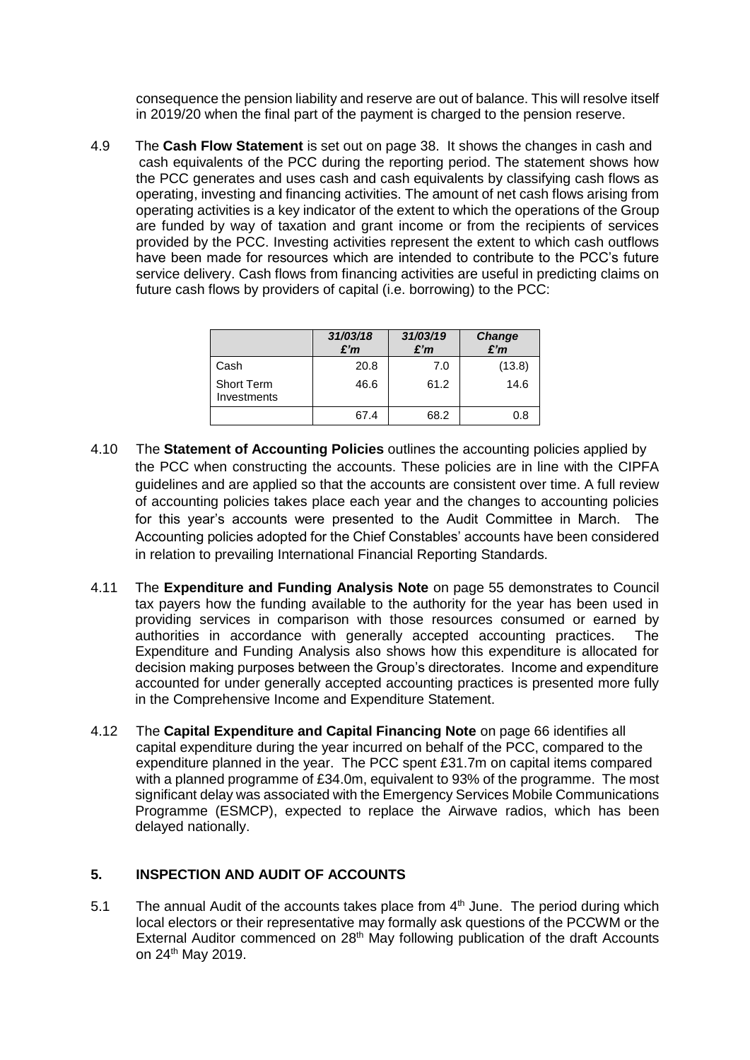consequence the pension liability and reserve are out of balance. This will resolve itself in 2019/20 when the final part of the payment is charged to the pension reserve.

4.9 The **Cash Flow Statement** is set out on page 38. It shows the changes in cash and cash equivalents of the PCC during the reporting period. The statement shows how the PCC generates and uses cash and cash equivalents by classifying cash flows as operating, investing and financing activities. The amount of net cash flows arising from operating activities is a key indicator of the extent to which the operations of the Group are funded by way of taxation and grant income or from the recipients of services provided by the PCC. Investing activities represent the extent to which cash outflows have been made for resources which are intended to contribute to the PCC's future service delivery. Cash flows from financing activities are useful in predicting claims on future cash flows by providers of capital (i.e. borrowing) to the PCC:

| | ***31/03/18 £'m*** | ***31/03/19 £'m*** | ***Change £'m*** |
|---|---|---|---|
| Cash | 20.8 | 7.0 | (13.8) |
| Short Term Investments | 46.6 | 61.2 | 14.6 |
| | 67.4 | 68.2 | 0.8 |

4.10 The **Statement of Accounting Policies** outlines the accounting policies applied by the PCC when constructing the accounts. These policies are in line with the CIPFA guidelines and are applied so that the accounts are consistent over time. A full review of accounting policies takes place each year and the changes to accounting policies for this year's accounts were presented to the Audit Committee in March. The Accounting policies adopted for the Chief Constables' accounts have been considered in relation to prevailing International Financial Reporting Standards.

4.11 The **Expenditure and Funding Analysis Note** on page 55 demonstrates to Council tax payers how the funding available to the authority for the year has been used in providing services in comparison with those resources consumed or earned by authorities in accordance with generally accepted accounting practices. The Expenditure and Funding Analysis also shows how this expenditure is allocated for decision making purposes between the Group's directorates. Income and expenditure accounted for under generally accepted accounting practices is presented more fully in the Comprehensive Income and Expenditure Statement.

4.12 The **Capital Expenditure and Capital Financing Note** on page 66 identifies all capital expenditure during the year incurred on behalf of the PCC, compared to the expenditure planned in the year. The PCC spent £31.7m on capital items compared with a planned programme of £34.0m, equivalent to 93% of the programme. The most significant delay was associated with the Emergency Services Mobile Communications Programme (ESMCP), expected to replace the Airwave radios, which has been delayed nationally.

## 5. INSPECTION AND AUDIT OF ACCOUNTS

5.1 The annual Audit of the accounts takes place from 4th June. The period during which local electors or their representative may formally ask questions of the PCCWM or the External Auditor commenced on 28th May following publication of the draft Accounts on 24th May 2019.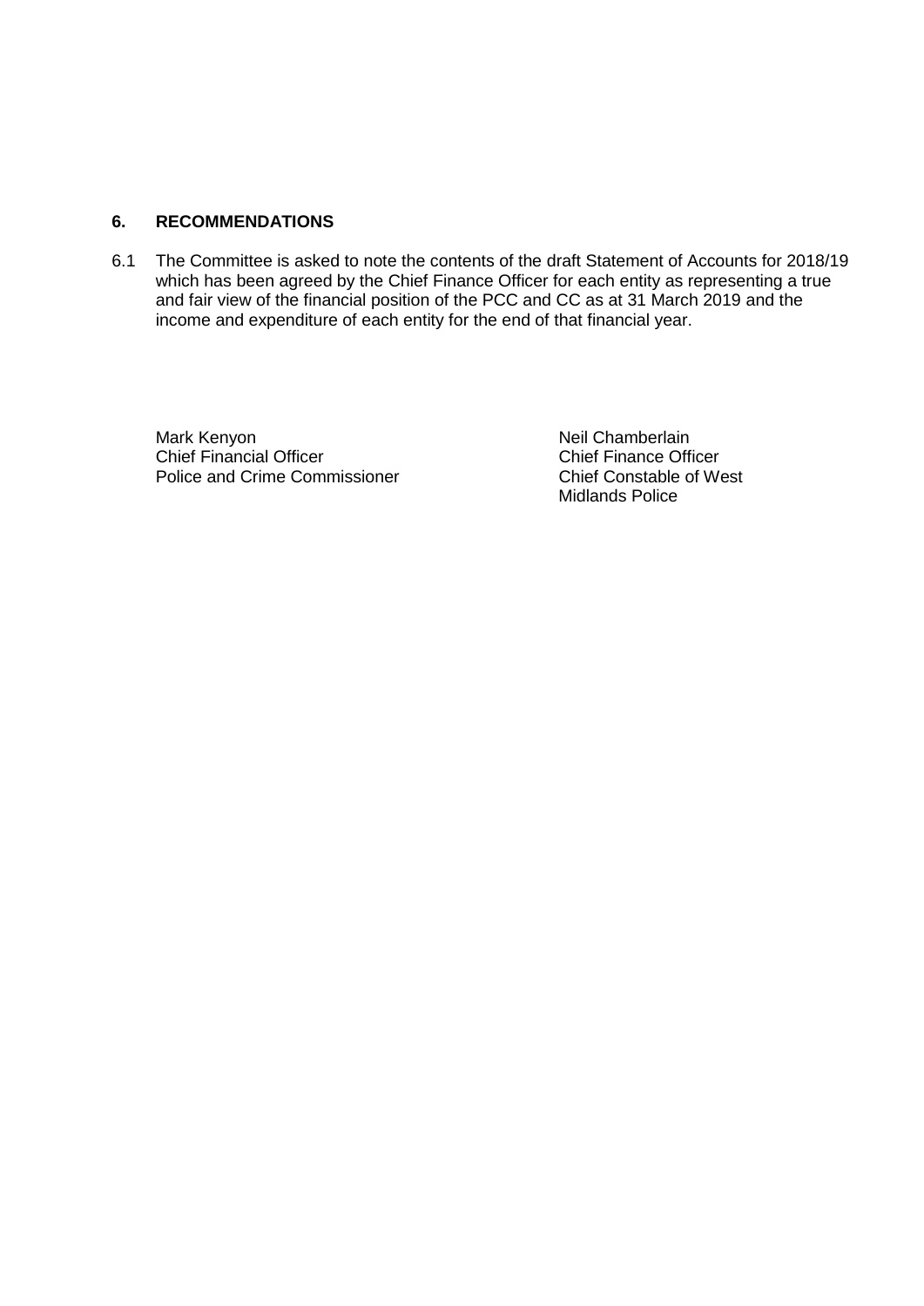## 6. RECOMMENDATIONS

6.1 The Committee is asked to note the contents of the draft Statement of Accounts for 2018/19 which has been agreed by the Chief Finance Officer for each entity as representing a true and fair view of the financial position of the PCC and CC as at 31 March 2019 and the income and expenditure of each entity for the end of that financial year.

Mark Kenyon
Chief Financial Officer
Police and Crime Commissioner

Neil Chamberlain
Chief Finance Officer
Chief Constable of West Midlands Police